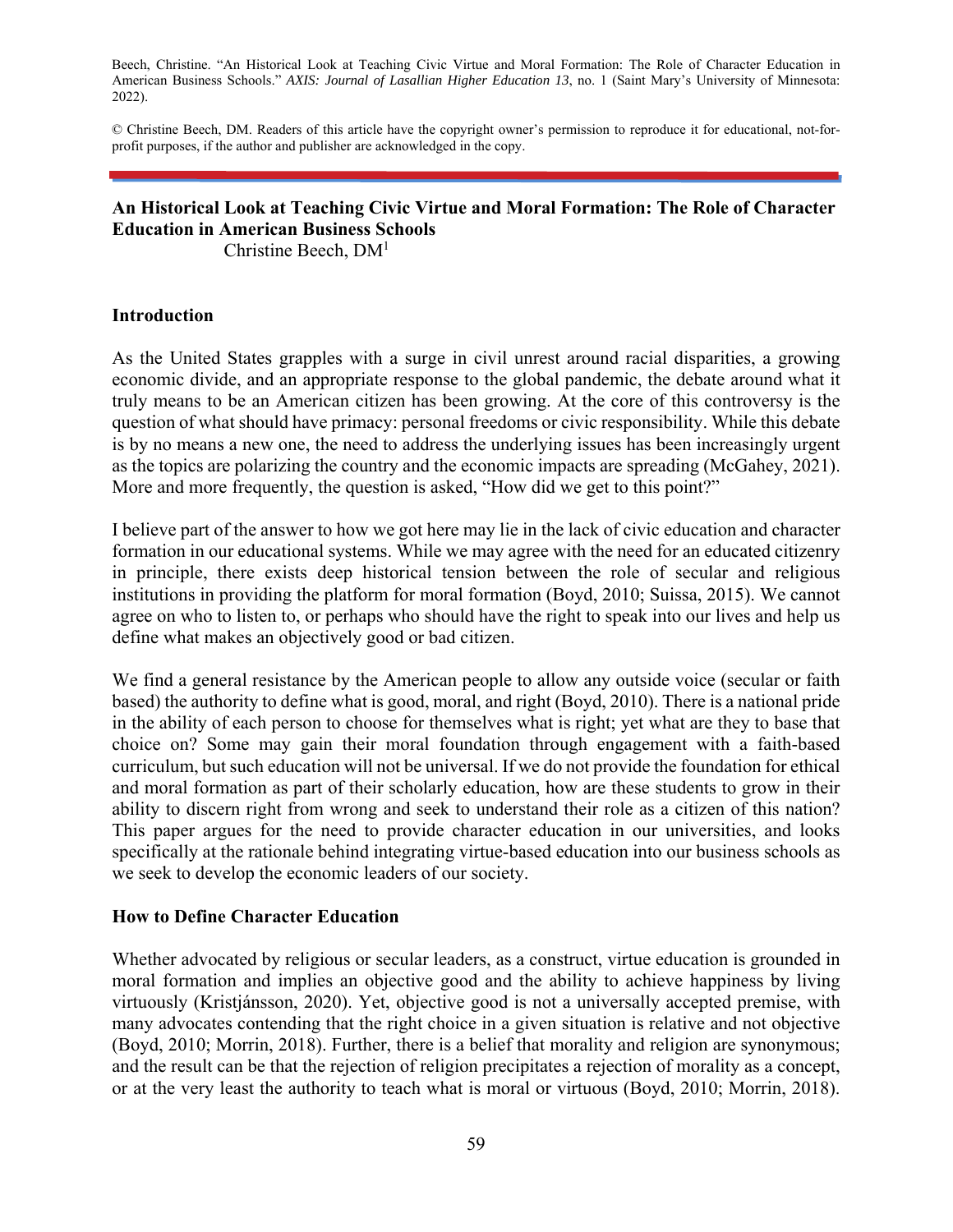Beech, Christine. "An Historical Look at Teaching Civic Virtue and Moral Formation: The Role of Character Education in American Business Schools." *AXIS: Journal of Lasallian Higher Education 13*, no. 1 (Saint Mary's University of Minnesota: 2022).

© Christine Beech, DM. Readers of this article have the copyright owner's permission to reproduce it for educational, not-for-profit purposes, if the author and publisher are acknowledged in the copy.

# An Historical Look at Teaching Civic Virtue and Moral Formation: The Role of Character Education in American Business Schools

Christine Beech, DM[1]

## Introduction

As the United States grapples with a surge in civil unrest around racial disparities, a growing economic divide, and an appropriate response to the global pandemic, the debate around what it truly means to be an American citizen has been growing. At the core of this controversy is the question of what should have primacy: personal freedoms or civic responsibility. While this debate is by no means a new one, the need to address the underlying issues has been increasingly urgent as the topics are polarizing the country and the economic impacts are spreading (McGahey, 2021). More and more frequently, the question is asked, "How did we get to this point?"

I believe part of the answer to how we got here may lie in the lack of civic education and character formation in our educational systems. While we may agree with the need for an educated citizenry in principle, there exists deep historical tension between the role of secular and religious institutions in providing the platform for moral formation (Boyd, 2010; Suissa, 2015). We cannot agree on who to listen to, or perhaps who should have the right to speak into our lives and help us define what makes an objectively good or bad citizen.

We find a general resistance by the American people to allow any outside voice (secular or faith based) the authority to define what is good, moral, and right (Boyd, 2010). There is a national pride in the ability of each person to choose for themselves what is right; yet what are they to base that choice on? Some may gain their moral foundation through engagement with a faith-based curriculum, but such education will not be universal. If we do not provide the foundation for ethical and moral formation as part of their scholarly education, how are these students to grow in their ability to discern right from wrong and seek to understand their role as a citizen of this nation? This paper argues for the need to provide character education in our universities, and looks specifically at the rationale behind integrating virtue-based education into our business schools as we seek to develop the economic leaders of our society.

## How to Define Character Education

Whether advocated by religious or secular leaders, as a construct, virtue education is grounded in moral formation and implies an objective good and the ability to achieve happiness by living virtuously (Kristjánsson, 2020). Yet, objective good is not a universally accepted premise, with many advocates contending that the right choice in a given situation is relative and not objective (Boyd, 2010; Morrin, 2018). Further, there is a belief that morality and religion are synonymous; and the result can be that the rejection of religion precipitates a rejection of morality as a concept, or at the very least the authority to teach what is moral or virtuous (Boyd, 2010; Morrin, 2018).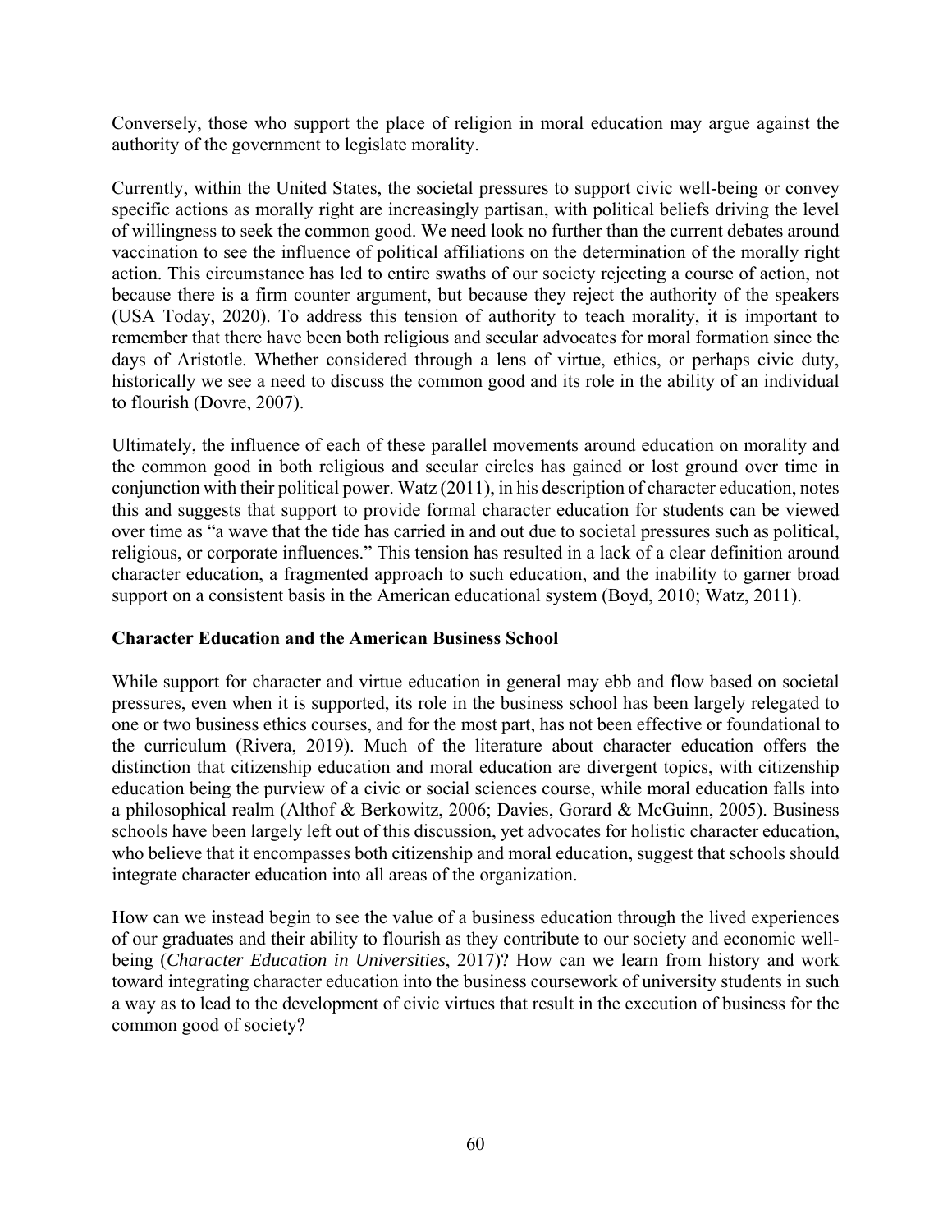Conversely, those who support the place of religion in moral education may argue against the authority of the government to legislate morality.

Currently, within the United States, the societal pressures to support civic well-being or convey specific actions as morally right are increasingly partisan, with political beliefs driving the level of willingness to seek the common good. We need look no further than the current debates around vaccination to see the influence of political affiliations on the determination of the morally right action. This circumstance has led to entire swaths of our society rejecting a course of action, not because there is a firm counter argument, but because they reject the authority of the speakers (USA Today, 2020). To address this tension of authority to teach morality, it is important to remember that there have been both religious and secular advocates for moral formation since the days of Aristotle. Whether considered through a lens of virtue, ethics, or perhaps civic duty, historically we see a need to discuss the common good and its role in the ability of an individual to flourish (Dovre, 2007).

Ultimately, the influence of each of these parallel movements around education on morality and the common good in both religious and secular circles has gained or lost ground over time in conjunction with their political power. Watz (2011), in his description of character education, notes this and suggests that support to provide formal character education for students can be viewed over time as "a wave that the tide has carried in and out due to societal pressures such as political, religious, or corporate influences." This tension has resulted in a lack of a clear definition around character education, a fragmented approach to such education, and the inability to garner broad support on a consistent basis in the American educational system (Boyd, 2010; Watz, 2011).

## Character Education and the American Business School

While support for character and virtue education in general may ebb and flow based on societal pressures, even when it is supported, its role in the business school has been largely relegated to one or two business ethics courses, and for the most part, has not been effective or foundational to the curriculum (Rivera, 2019). Much of the literature about character education offers the distinction that citizenship education and moral education are divergent topics, with citizenship education being the purview of a civic or social sciences course, while moral education falls into a philosophical realm (Althof & Berkowitz, 2006; Davies, Gorard & McGuinn, 2005). Business schools have been largely left out of this discussion, yet advocates for holistic character education, who believe that it encompasses both citizenship and moral education, suggest that schools should integrate character education into all areas of the organization.

How can we instead begin to see the value of a business education through the lived experiences of our graduates and their ability to flourish as they contribute to our society and economic well-being (*Character Education in Universities*, 2017)? How can we learn from history and work toward integrating character education into the business coursework of university students in such a way as to lead to the development of civic virtues that result in the execution of business for the common good of society?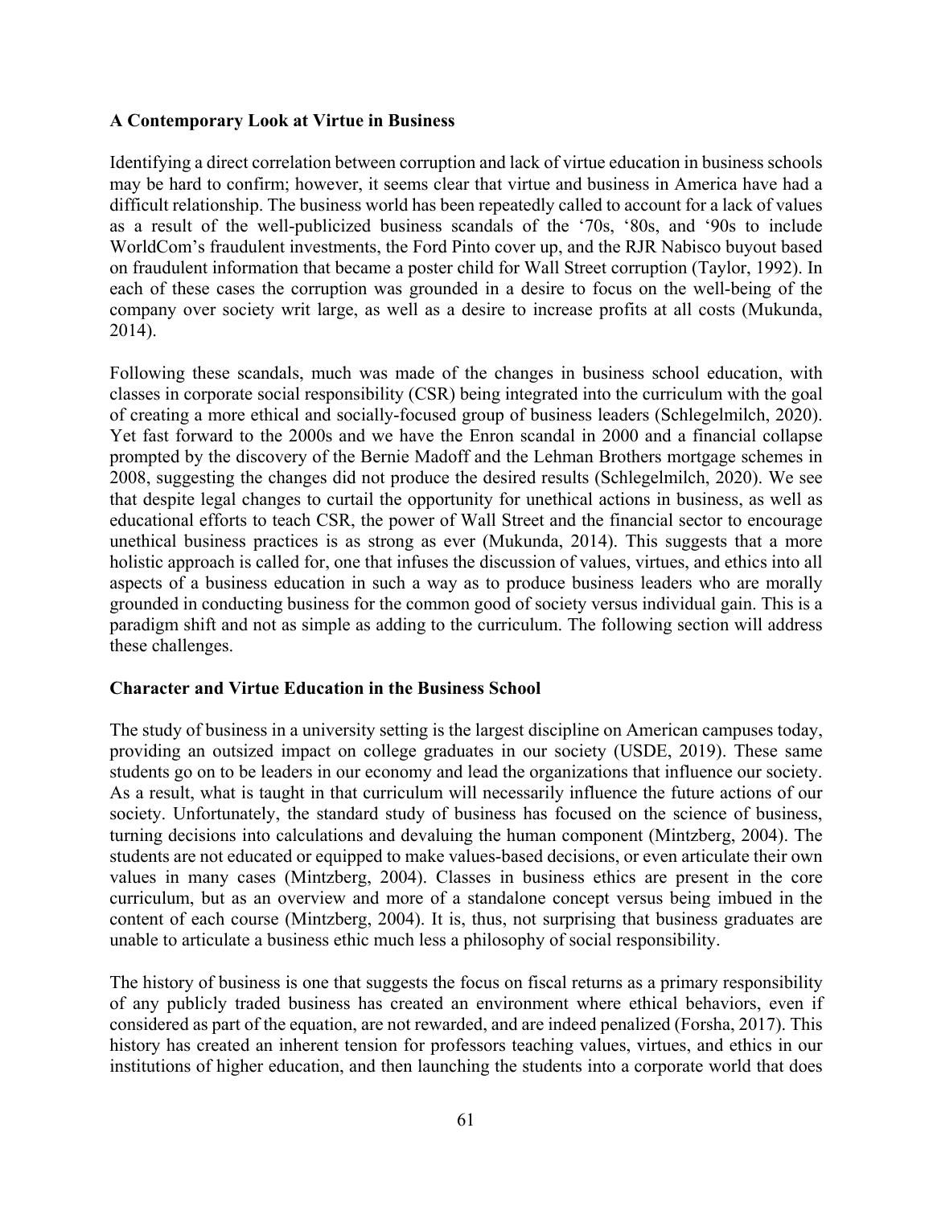**A Contemporary Look at Virtue in Business**

Identifying a direct correlation between corruption and lack of virtue education in business schools may be hard to confirm; however, it seems clear that virtue and business in America have had a difficult relationship. The business world has been repeatedly called to account for a lack of values as a result of the well-publicized business scandals of the '70s, '80s, and '90s to include WorldCom's fraudulent investments, the Ford Pinto cover up, and the RJR Nabisco buyout based on fraudulent information that became a poster child for Wall Street corruption (Taylor, 1992). In each of these cases the corruption was grounded in a desire to focus on the well-being of the company over society writ large, as well as a desire to increase profits at all costs (Mukunda, 2014).

Following these scandals, much was made of the changes in business school education, with classes in corporate social responsibility (CSR) being integrated into the curriculum with the goal of creating a more ethical and socially-focused group of business leaders (Schlegelmilch, 2020). Yet fast forward to the 2000s and we have the Enron scandal in 2000 and a financial collapse prompted by the discovery of the Bernie Madoff and the Lehman Brothers mortgage schemes in 2008, suggesting the changes did not produce the desired results (Schlegelmilch, 2020). We see that despite legal changes to curtail the opportunity for unethical actions in business, as well as educational efforts to teach CSR, the power of Wall Street and the financial sector to encourage unethical business practices is as strong as ever (Mukunda, 2014). This suggests that a more holistic approach is called for, one that infuses the discussion of values, virtues, and ethics into all aspects of a business education in such a way as to produce business leaders who are morally grounded in conducting business for the common good of society versus individual gain. This is a paradigm shift and not as simple as adding to the curriculum. The following section will address these challenges.

**Character and Virtue Education in the Business School**

The study of business in a university setting is the largest discipline on American campuses today, providing an outsized impact on college graduates in our society (USDE, 2019). These same students go on to be leaders in our economy and lead the organizations that influence our society. As a result, what is taught in that curriculum will necessarily influence the future actions of our society. Unfortunately, the standard study of business has focused on the science of business, turning decisions into calculations and devaluing the human component (Mintzberg, 2004). The students are not educated or equipped to make values-based decisions, or even articulate their own values in many cases (Mintzberg, 2004). Classes in business ethics are present in the core curriculum, but as an overview and more of a standalone concept versus being imbued in the content of each course (Mintzberg, 2004). It is, thus, not surprising that business graduates are unable to articulate a business ethic much less a philosophy of social responsibility.

The history of business is one that suggests the focus on fiscal returns as a primary responsibility of any publicly traded business has created an environment where ethical behaviors, even if considered as part of the equation, are not rewarded, and are indeed penalized (Forsha, 2017). This history has created an inherent tension for professors teaching values, virtues, and ethics in our institutions of higher education, and then launching the students into a corporate world that does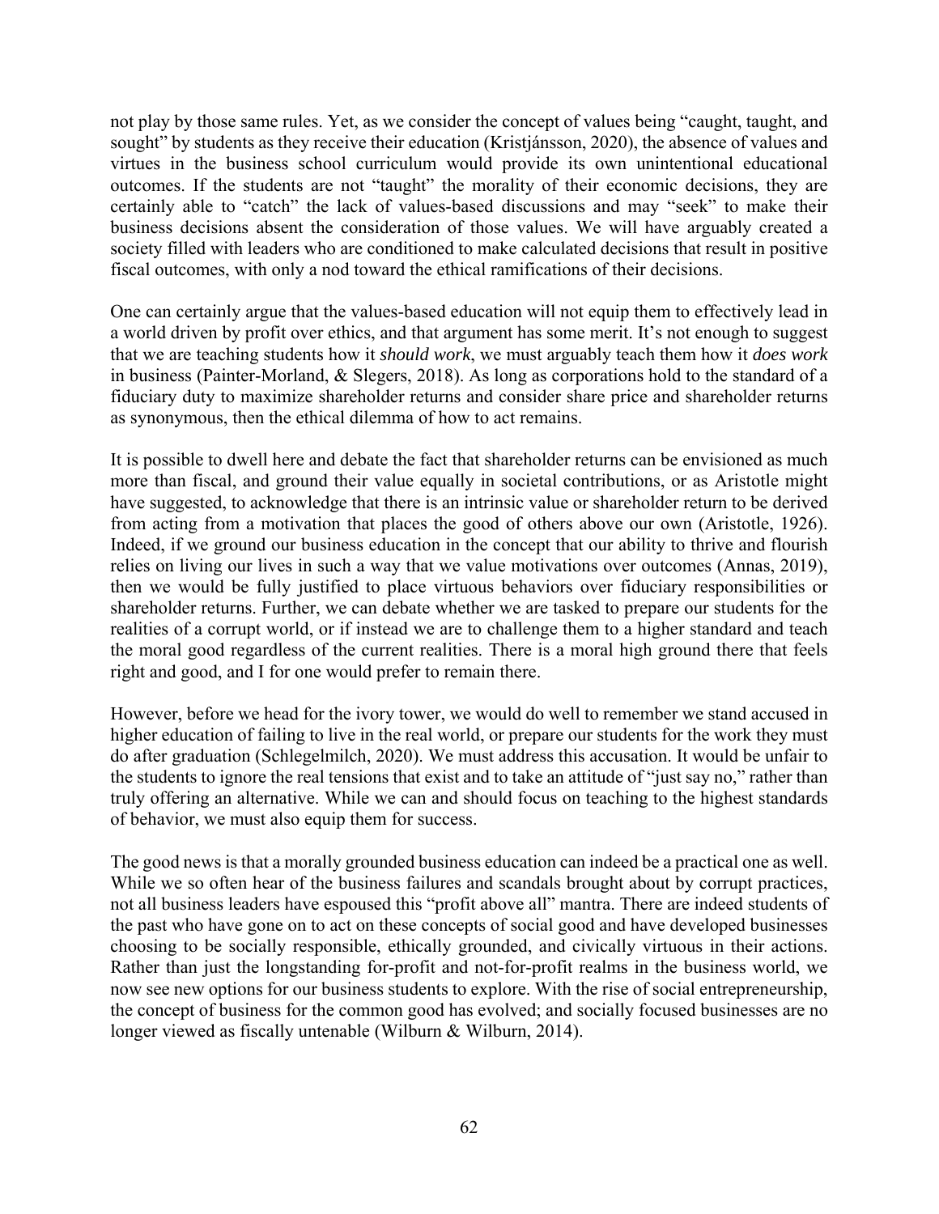not play by those same rules. Yet, as we consider the concept of values being "caught, taught, and sought" by students as they receive their education (Kristjánsson, 2020), the absence of values and virtues in the business school curriculum would provide its own unintentional educational outcomes. If the students are not "taught" the morality of their economic decisions, they are certainly able to "catch" the lack of values-based discussions and may "seek" to make their business decisions absent the consideration of those values. We will have arguably created a society filled with leaders who are conditioned to make calculated decisions that result in positive fiscal outcomes, with only a nod toward the ethical ramifications of their decisions.

One can certainly argue that the values-based education will not equip them to effectively lead in a world driven by profit over ethics, and that argument has some merit. It's not enough to suggest that we are teaching students how it *should work*, we must arguably teach them how it *does work* in business (Painter-Morland, & Slegers, 2018). As long as corporations hold to the standard of a fiduciary duty to maximize shareholder returns and consider share price and shareholder returns as synonymous, then the ethical dilemma of how to act remains.

It is possible to dwell here and debate the fact that shareholder returns can be envisioned as much more than fiscal, and ground their value equally in societal contributions, or as Aristotle might have suggested, to acknowledge that there is an intrinsic value or shareholder return to be derived from acting from a motivation that places the good of others above our own (Aristotle, 1926). Indeed, if we ground our business education in the concept that our ability to thrive and flourish relies on living our lives in such a way that we value motivations over outcomes (Annas, 2019), then we would be fully justified to place virtuous behaviors over fiduciary responsibilities or shareholder returns. Further, we can debate whether we are tasked to prepare our students for the realities of a corrupt world, or if instead we are to challenge them to a higher standard and teach the moral good regardless of the current realities. There is a moral high ground there that feels right and good, and I for one would prefer to remain there.

However, before we head for the ivory tower, we would do well to remember we stand accused in higher education of failing to live in the real world, or prepare our students for the work they must do after graduation (Schlegelmilch, 2020). We must address this accusation. It would be unfair to the students to ignore the real tensions that exist and to take an attitude of "just say no," rather than truly offering an alternative. While we can and should focus on teaching to the highest standards of behavior, we must also equip them for success.

The good news is that a morally grounded business education can indeed be a practical one as well. While we so often hear of the business failures and scandals brought about by corrupt practices, not all business leaders have espoused this "profit above all" mantra. There are indeed students of the past who have gone on to act on these concepts of social good and have developed businesses choosing to be socially responsible, ethically grounded, and civically virtuous in their actions. Rather than just the longstanding for-profit and not-for-profit realms in the business world, we now see new options for our business students to explore. With the rise of social entrepreneurship, the concept of business for the common good has evolved; and socially focused businesses are no longer viewed as fiscally untenable (Wilburn & Wilburn, 2014).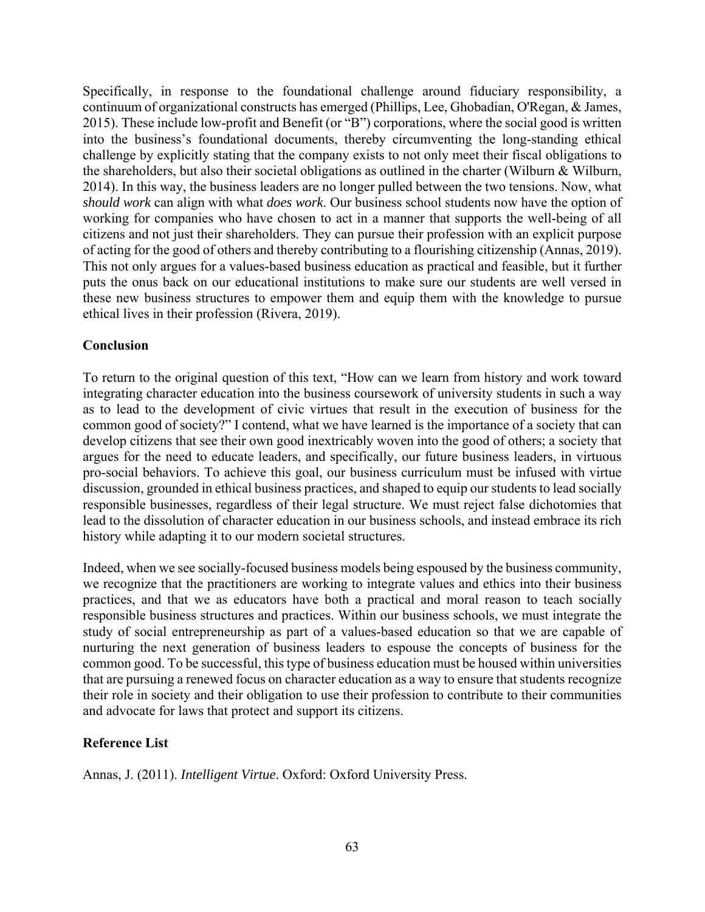Specifically, in response to the foundational challenge around fiduciary responsibility, a continuum of organizational constructs has emerged (Phillips, Lee, Ghobadian, O'Regan, & James, 2015). These include low-profit and Benefit (or "B") corporations, where the social good is written into the business's foundational documents, thereby circumventing the long-standing ethical challenge by explicitly stating that the company exists to not only meet their fiscal obligations to the shareholders, but also their societal obligations as outlined in the charter (Wilburn & Wilburn, 2014). In this way, the business leaders are no longer pulled between the two tensions. Now, what *should work* can align with what *does work*. Our business school students now have the option of working for companies who have chosen to act in a manner that supports the well-being of all citizens and not just their shareholders. They can pursue their profession with an explicit purpose of acting for the good of others and thereby contributing to a flourishing citizenship (Annas, 2019). This not only argues for a values-based business education as practical and feasible, but it further puts the onus back on our educational institutions to make sure our students are well versed in these new business structures to empower them and equip them with the knowledge to pursue ethical lives in their profession (Rivera, 2019).

**Conclusion**

To return to the original question of this text, "How can we learn from history and work toward integrating character education into the business coursework of university students in such a way as to lead to the development of civic virtues that result in the execution of business for the common good of society?" I contend, what we have learned is the importance of a society that can develop citizens that see their own good inextricably woven into the good of others; a society that argues for the need to educate leaders, and specifically, our future business leaders, in virtuous pro-social behaviors. To achieve this goal, our business curriculum must be infused with virtue discussion, grounded in ethical business practices, and shaped to equip our students to lead socially responsible businesses, regardless of their legal structure. We must reject false dichotomies that lead to the dissolution of character education in our business schools, and instead embrace its rich history while adapting it to our modern societal structures.

Indeed, when we see socially-focused business models being espoused by the business community, we recognize that the practitioners are working to integrate values and ethics into their business practices, and that we as educators have both a practical and moral reason to teach socially responsible business structures and practices. Within our business schools, we must integrate the study of social entrepreneurship as part of a values-based education so that we are capable of nurturing the next generation of business leaders to espouse the concepts of business for the common good. To be successful, this type of business education must be housed within universities that are pursuing a renewed focus on character education as a way to ensure that students recognize their role in society and their obligation to use their profession to contribute to their communities and advocate for laws that protect and support its citizens.

**Reference List**

Annas, J. (2011). *Intelligent Virtue*. Oxford: Oxford University Press.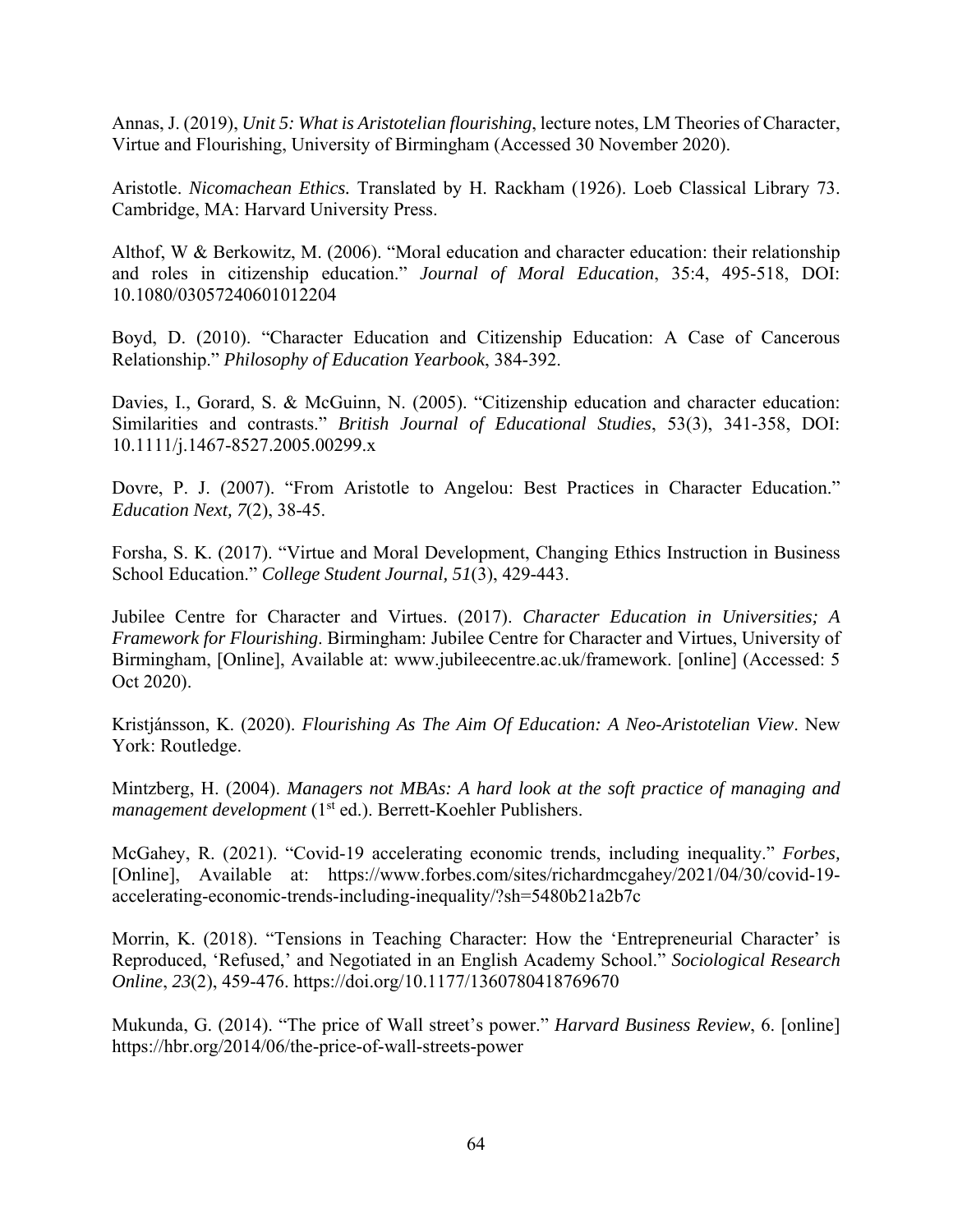Annas, J. (2019), *Unit 5: What is Aristotelian flourishing*, lecture notes, LM Theories of Character, Virtue and Flourishing, University of Birmingham (Accessed 30 November 2020).

Aristotle. *Nicomachean Ethics.* Translated by H. Rackham (1926). Loeb Classical Library 73. Cambridge, MA: Harvard University Press.

Althof, W & Berkowitz, M. (2006). "Moral education and character education: their relationship and roles in citizenship education." *Journal of Moral Education*, 35:4, 495-518, DOI: 10.1080/03057240601012204

Boyd, D. (2010). "Character Education and Citizenship Education: A Case of Cancerous Relationship." *Philosophy of Education Yearbook*, 384-392.

Davies, I., Gorard, S. & McGuinn, N. (2005). "Citizenship education and character education: Similarities and contrasts." *British Journal of Educational Studies*, 53(3), 341-358, DOI: 10.1111/j.1467-8527.2005.00299.x

Dovre, P. J. (2007). "From Aristotle to Angelou: Best Practices in Character Education." *Education Next, 7*(2), 38-45.

Forsha, S. K. (2017). "Virtue and Moral Development, Changing Ethics Instruction in Business School Education." *College Student Journal, 51*(3), 429-443.

Jubilee Centre for Character and Virtues. (2017). *Character Education in Universities; A Framework for Flourishing*. Birmingham: Jubilee Centre for Character and Virtues, University of Birmingham, [Online], Available at: www.jubileecentre.ac.uk/framework. [online] (Accessed: 5 Oct 2020).

Kristjánsson, K. (2020). *Flourishing As The Aim Of Education: A Neo-Aristotelian View*. New York: Routledge.

Mintzberg, H. (2004). *Managers not MBAs: A hard look at the soft practice of managing and management development* (1st ed.). Berrett-Koehler Publishers.

McGahey, R. (2021). "Covid-19 accelerating economic trends, including inequality." *Forbes,* [Online], Available at: https://www.forbes.com/sites/richardmcgahey/2021/04/30/covid-19-accelerating-economic-trends-including-inequality/?sh=5480b21a2b7c

Morrin, K. (2018). "Tensions in Teaching Character: How the 'Entrepreneurial Character' is Reproduced, 'Refused,' and Negotiated in an English Academy School." *Sociological Research Online*, *23*(2), 459-476. https://doi.org/10.1177/1360780418769670

Mukunda, G. (2014). "The price of Wall street's power." *Harvard Business Review*, 6. [online] https://hbr.org/2014/06/the-price-of-wall-streets-power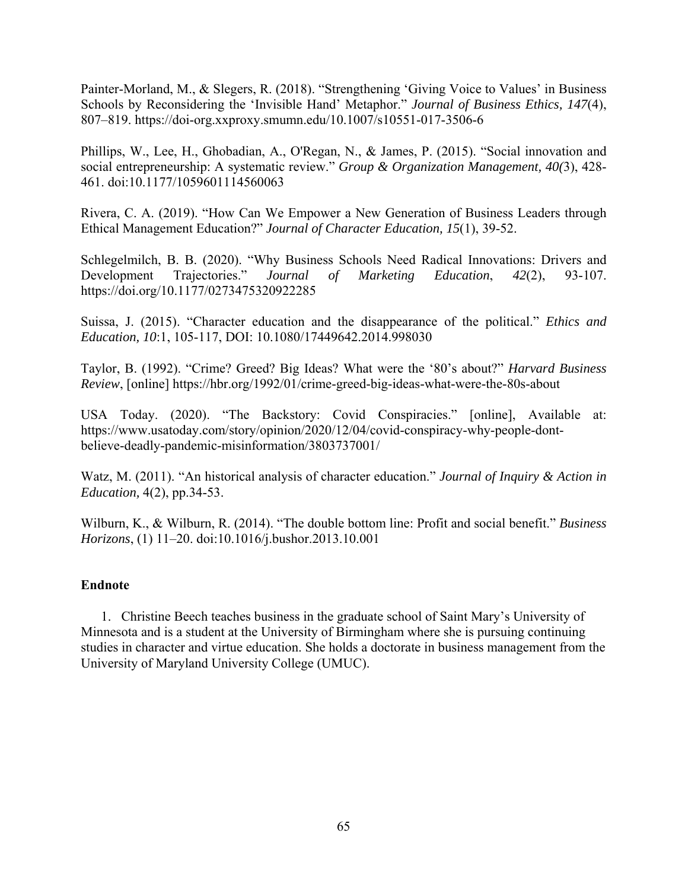Painter-Morland, M., & Slegers, R. (2018). “Strengthening ‘Giving Voice to Values’ in Business Schools by Reconsidering the ‘Invisible Hand’ Metaphor.” *Journal of Business Ethics, 147*(4), 807–819. https://doi-org.xxproxy.smumn.edu/10.1007/s10551-017-3506-6

Phillips, W., Lee, H., Ghobadian, A., O'Regan, N., & James, P. (2015). “Social innovation and social entrepreneurship: A systematic review.” *Group & Organization Management, 40(*3), 428-461. doi:10.1177/1059601114560063

Rivera, C. A. (2019). “How Can We Empower a New Generation of Business Leaders through Ethical Management Education?” *Journal of Character Education, 15*(1), 39-52.

Schlegelmilch, B. B. (2020). “Why Business Schools Need Radical Innovations: Drivers and Development Trajectories.” *Journal of Marketing Education*, *42*(2), 93-107. https://doi.org/10.1177/0273475320922285

Suissa, J. (2015). “Character education and the disappearance of the political.” *Ethics and Education, 10*:1, 105-117, DOI: 10.1080/17449642.2014.998030

Taylor, B. (1992). “Crime? Greed? Big Ideas? What were the ‘80’s about?” *Harvard Business Review*, [online] https://hbr.org/1992/01/crime-greed-big-ideas-what-were-the-80s-about

USA Today. (2020). “The Backstory: Covid Conspiracies.” [online], Available at: https://www.usatoday.com/story/opinion/2020/12/04/covid-conspiracy-why-people-dont-believe-deadly-pandemic-misinformation/3803737001/

Watz, M. (2011). “An historical analysis of character education.” *Journal of Inquiry & Action in Education,* 4(2), pp.34-53.

Wilburn, K., & Wilburn, R. (2014). “The double bottom line: Profit and social benefit.” *Business Horizons*, (1) 11–20. doi:10.1016/j.bushor.2013.10.001

**Endnote**

1. Christine Beech teaches business in the graduate school of Saint Mary’s University of Minnesota and is a student at the University of Birmingham where she is pursuing continuing studies in character and virtue education. She holds a doctorate in business management from the University of Maryland University College (UMUC).